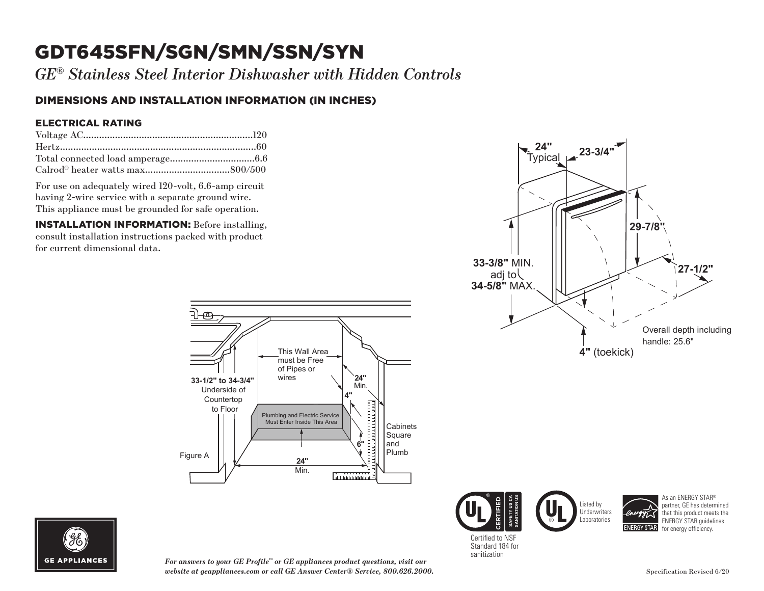# GDT645SFN/SGN/SMN/SSN/SYN

*GE® Stainless Steel Interior Dishwasher with Hidden Controls*

## DIMENSIONS AND INSTALLATION INFORMATION (IN INCHES)

### ELECTRICAL RATING

Voltage AC................................................................120
Hertz..........................................................................60
Total connected load amperage................................6.6
Calrod® heater watts max................................800/500

For use on adequately wired 120-volt, 6.6-amp circuit having 2-wire service with a separate ground wire. This appliance must be grounded for safe operation.

**INSTALLATION INFORMATION:** Before installing, consult installation instructions packed with product for current dimensional data.

**24"** Typical

**23-3/4"**

**29-7/8"**

**27-1/2"**

**33-3/8"** MIN. adj to **34-5/8"** MAX.

Overall depth including handle: 25.6"

**4"** (toekick)

**33-1/2" to 34-3/4"** Underside of Countertop to Floor

This Wall Area must be Free of Pipes or wires

**24"** Min.

**4"**

Plumbing and Electric Service Must Enter Inside This Area

**6"**

Cabinets Square and Plumb

Figure A

**24"** Min.

Certified to NSF Standard 184 for sanitization

Listed by Underwriters Laboratories

As an ENERGY STAR® partner, GE has determined that this product meets the ENERGY STAR guidelines for energy efficiency.

GE APPLIANCES

*For answers to your GE Profile™ or GE appliances product questions, visit our website at geappliances.com or call GE Answer Center® Service, 800.626.2000.*

Specification Revised 6/20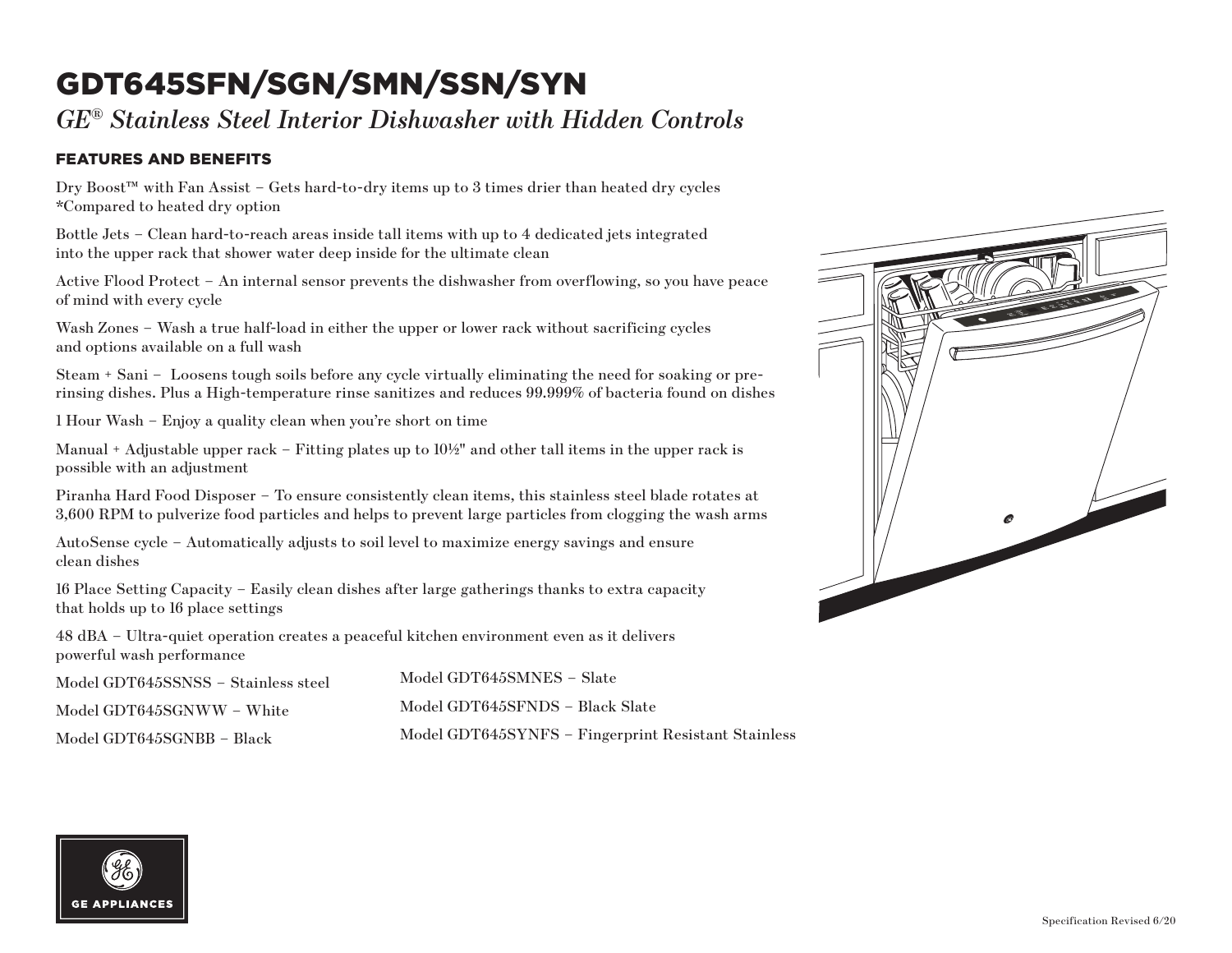# GDT645SFN/SGN/SMN/SSN/SYN

*GE® Stainless Steel Interior Dishwasher with Hidden Controls*

## FEATURES AND BENEFITS

Dry Boost™ with Fan Assist – Gets hard-to-dry items up to 3 times drier than heated dry cycles
*Compared to heated dry option

Bottle Jets – Clean hard-to-reach areas inside tall items with up to 4 dedicated jets integrated into the upper rack that shower water deep inside for the ultimate clean

Active Flood Protect – An internal sensor prevents the dishwasher from overflowing, so you have peace of mind with every cycle

Wash Zones – Wash a true half-load in either the upper or lower rack without sacrificing cycles and options available on a full wash

Steam + Sani – Loosens tough soils before any cycle virtually eliminating the need for soaking or pre-rinsing dishes. Plus a High-temperature rinse sanitizes and reduces 99.999% of bacteria found on dishes

1 Hour Wash – Enjoy a quality clean when you're short on time

Manual + Adjustable upper rack – Fitting plates up to 10½" and other tall items in the upper rack is possible with an adjustment

Piranha Hard Food Disposer – To ensure consistently clean items, this stainless steel blade rotates at 3,600 RPM to pulverize food particles and helps to prevent large particles from clogging the wash arms

AutoSense cycle – Automatically adjusts to soil level to maximize energy savings and ensure clean dishes

16 Place Setting Capacity – Easily clean dishes after large gatherings thanks to extra capacity that holds up to 16 place settings

48 dBA – Ultra-quiet operation creates a peaceful kitchen environment even as it delivers powerful wash performance

Model GDT645SSNSS – Stainless steel

Model GDT645SGNWW – White

Model GDT645SGNBB – Black

Model GDT645SMNES – Slate

Model GDT645SFNDS – Black Slate

Model GDT645SYNFS – Fingerprint Resistant Stainless

GE APPLIANCES

Specification Revised 6/20